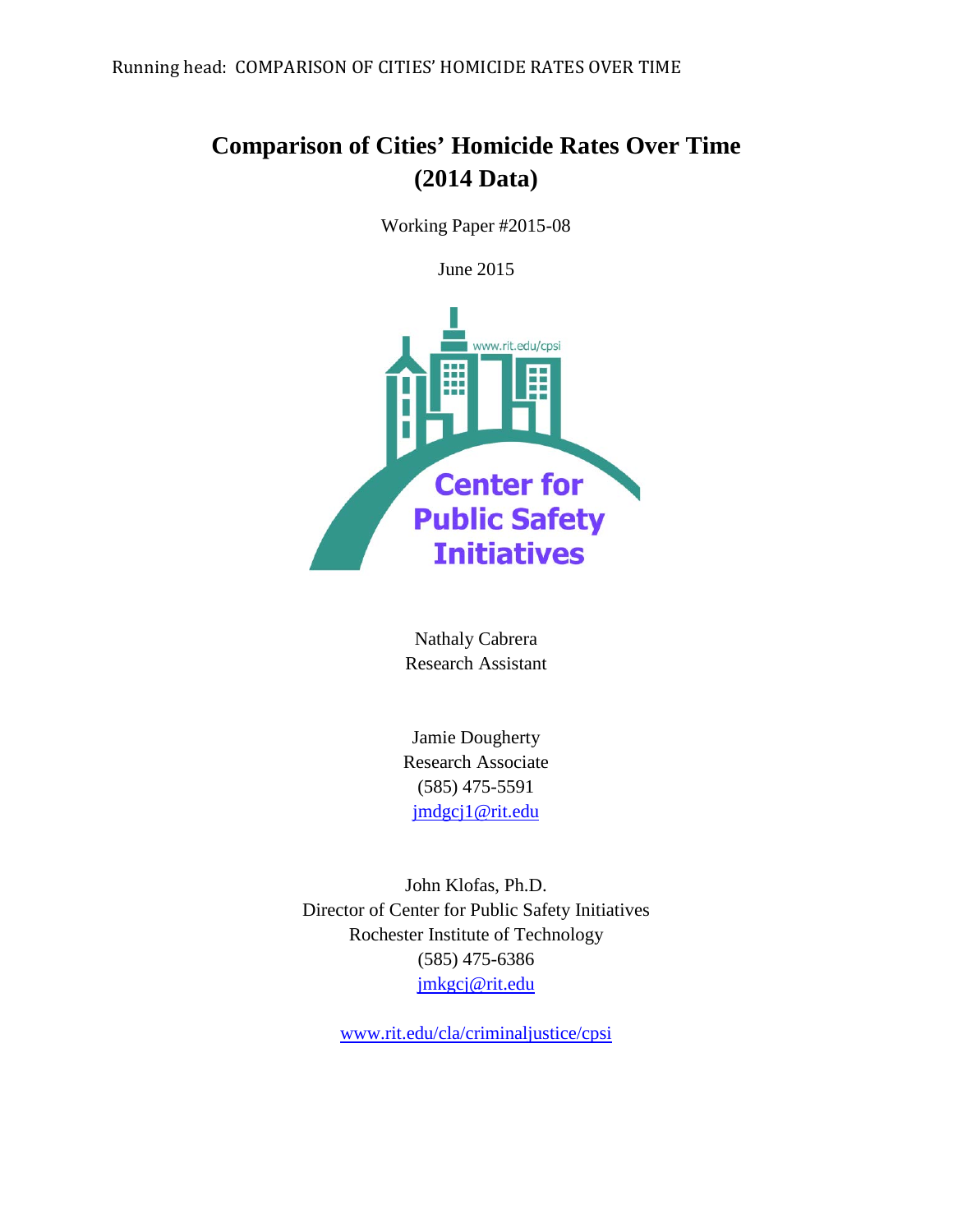# Comparison of Cities' Homicide Rates Over Time (2014 Data)

Working Paper #2015-08

June 2015

www.rit.edu/cpsi

Center for Public Safety Initiatives

Nathaly Cabrera
Research Assistant

Jamie Dougherty
Research Associate
(585) 475-5591
jmdgcj1@rit.edu

John Klofas, Ph.D.
Director of Center for Public Safety Initiatives
Rochester Institute of Technology
(585) 475-6386
jmkgcj@rit.edu

www.rit.edu/cla/criminaljustice/cpsi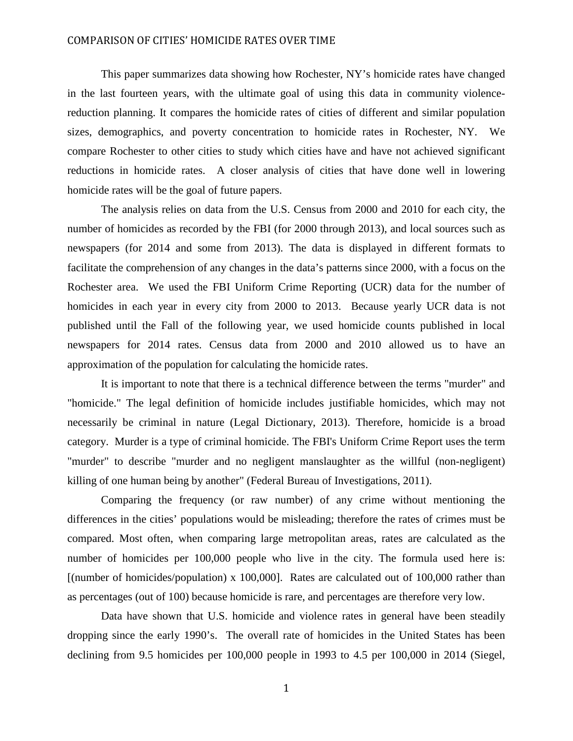This paper summarizes data showing how Rochester, NY's homicide rates have changed in the last fourteen years, with the ultimate goal of using this data in community violence-reduction planning. It compares the homicide rates of cities of different and similar population sizes, demographics, and poverty concentration to homicide rates in Rochester, NY. We compare Rochester to other cities to study which cities have and have not achieved significant reductions in homicide rates. A closer analysis of cities that have done well in lowering homicide rates will be the goal of future papers.

The analysis relies on data from the U.S. Census from 2000 and 2010 for each city, the number of homicides as recorded by the FBI (for 2000 through 2013), and local sources such as newspapers (for 2014 and some from 2013). The data is displayed in different formats to facilitate the comprehension of any changes in the data's patterns since 2000, with a focus on the Rochester area. We used the FBI Uniform Crime Reporting (UCR) data for the number of homicides in each year in every city from 2000 to 2013. Because yearly UCR data is not published until the Fall of the following year, we used homicide counts published in local newspapers for 2014 rates. Census data from 2000 and 2010 allowed us to have an approximation of the population for calculating the homicide rates.

It is important to note that there is a technical difference between the terms "murder" and "homicide." The legal definition of homicide includes justifiable homicides, which may not necessarily be criminal in nature (Legal Dictionary, 2013). Therefore, homicide is a broad category. Murder is a type of criminal homicide. The FBI's Uniform Crime Report uses the term "murder" to describe "murder and no negligent manslaughter as the willful (non-negligent) killing of one human being by another" (Federal Bureau of Investigations, 2011).

Comparing the frequency (or raw number) of any crime without mentioning the differences in the cities' populations would be misleading; therefore the rates of crimes must be compared. Most often, when comparing large metropolitan areas, rates are calculated as the number of homicides per 100,000 people who live in the city. The formula used here is: [(number of homicides/population) x 100,000]. Rates are calculated out of 100,000 rather than as percentages (out of 100) because homicide is rare, and percentages are therefore very low.

Data have shown that U.S. homicide and violence rates in general have been steadily dropping since the early 1990's. The overall rate of homicides in the United States has been declining from 9.5 homicides per 100,000 people in 1993 to 4.5 per 100,000 in 2014 (Siegel,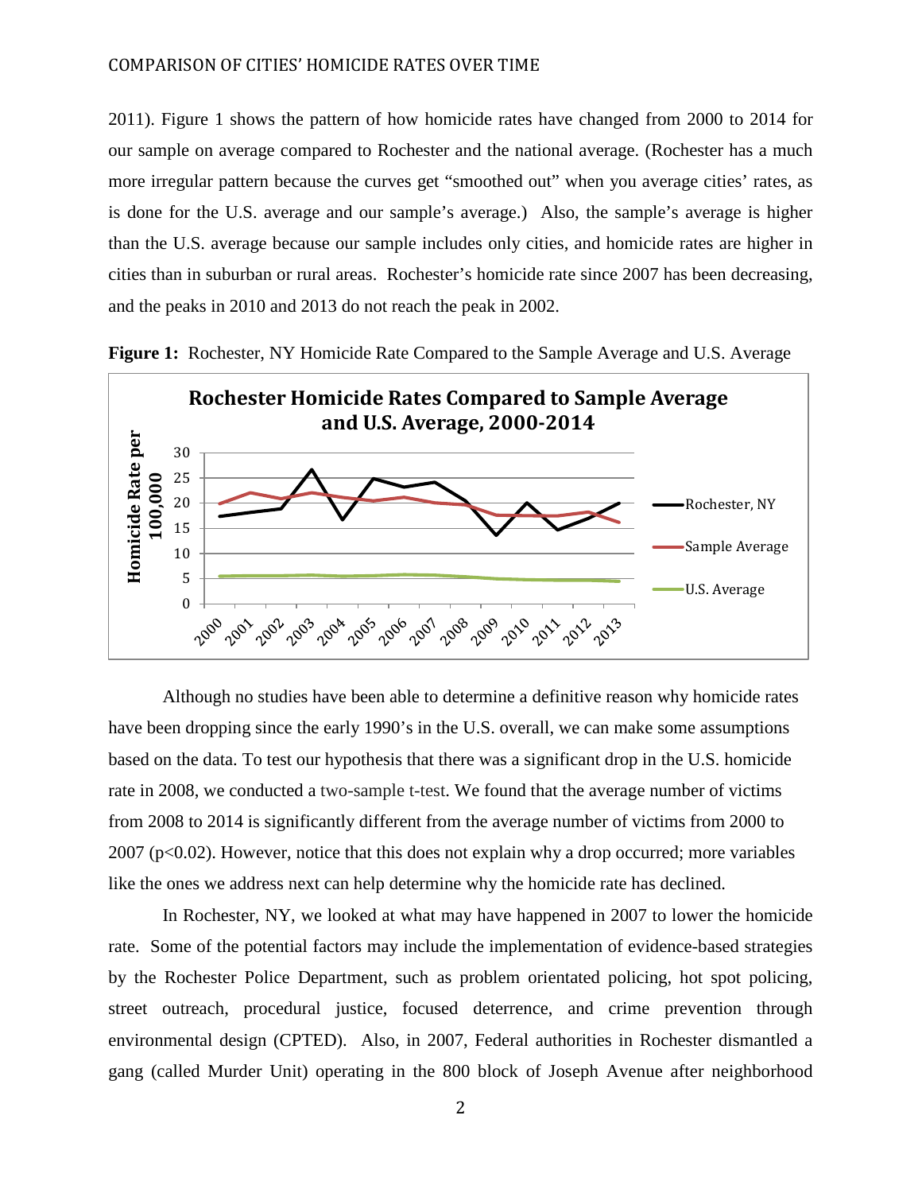2011). Figure 1 shows the pattern of how homicide rates have changed from 2000 to 2014 for our sample on average compared to Rochester and the national average. (Rochester has a much more irregular pattern because the curves get "smoothed out" when you average cities' rates, as is done for the U.S. average and our sample's average.) Also, the sample's average is higher than the U.S. average because our sample includes only cities, and homicide rates are higher in cities than in suburban or rural areas. Rochester's homicide rate since 2007 has been decreasing, and the peaks in 2010 and 2013 do not reach the peak in 2002.

**Figure 1:** Rochester, NY Homicide Rate Compared to the Sample Average and U.S. Average

Although no studies have been able to determine a definitive reason why homicide rates have been dropping since the early 1990's in the U.S. overall, we can make some assumptions based on the data. To test our hypothesis that there was a significant drop in the U.S. homicide rate in 2008, we conducted a two-sample t-test. We found that the average number of victims from 2008 to 2014 is significantly different from the average number of victims from 2000 to 2007 ($p<0.02$). However, notice that this does not explain why a drop occurred; more variables like the ones we address next can help determine why the homicide rate has declined.

In Rochester, NY, we looked at what may have happened in 2007 to lower the homicide rate. Some of the potential factors may include the implementation of evidence-based strategies by the Rochester Police Department, such as problem orientated policing, hot spot policing, street outreach, procedural justice, focused deterrence, and crime prevention through environmental design (CPTED). Also, in 2007, Federal authorities in Rochester dismantled a gang (called Murder Unit) operating in the 800 block of Joseph Avenue after neighborhood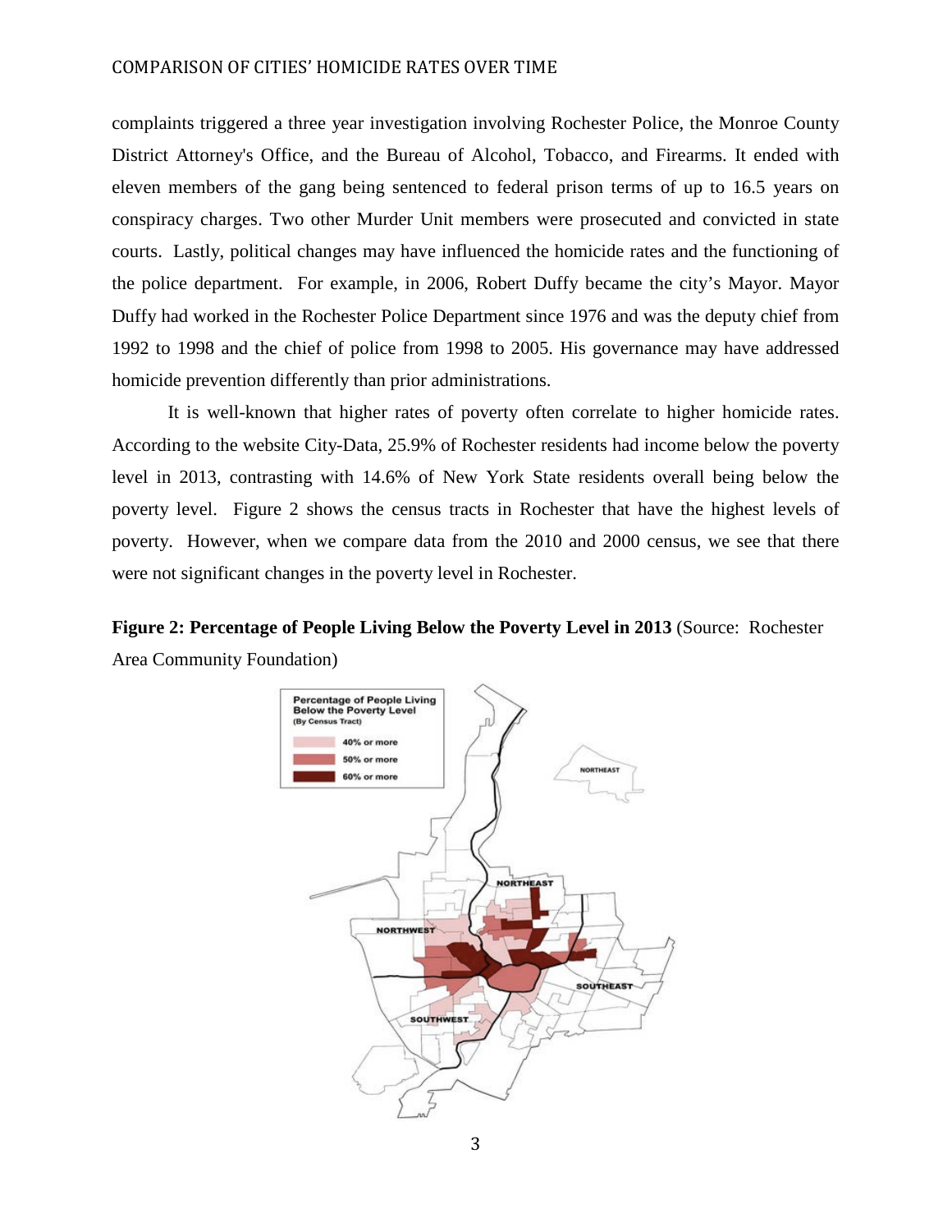complaints triggered a three year investigation involving Rochester Police, the Monroe County District Attorney's Office, and the Bureau of Alcohol, Tobacco, and Firearms. It ended with eleven members of the gang being sentenced to federal prison terms of up to 16.5 years on conspiracy charges. Two other Murder Unit members were prosecuted and convicted in state courts. Lastly, political changes may have influenced the homicide rates and the functioning of the police department. For example, in 2006, Robert Duffy became the city's Mayor. Mayor Duffy had worked in the Rochester Police Department since 1976 and was the deputy chief from 1992 to 1998 and the chief of police from 1998 to 2005. His governance may have addressed homicide prevention differently than prior administrations.

It is well-known that higher rates of poverty often correlate to higher homicide rates. According to the website City-Data, 25.9% of Rochester residents had income below the poverty level in 2013, contrasting with 14.6% of New York State residents overall being below the poverty level. Figure 2 shows the census tracts in Rochester that have the highest levels of poverty. However, when we compare data from the 2010 and 2000 census, we see that there were not significant changes in the poverty level in Rochester.

**Figure 2: Percentage of People Living Below the Poverty Level in 2013** (Source: Rochester Area Community Foundation)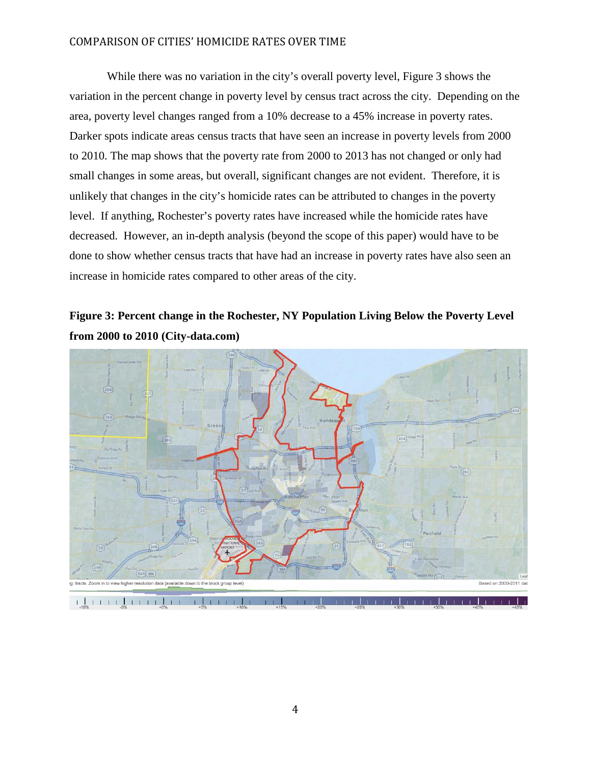While there was no variation in the city's overall poverty level, Figure 3 shows the variation in the percent change in poverty level by census tract across the city. Depending on the area, poverty level changes ranged from a 10% decrease to a 45% increase in poverty rates. Darker spots indicate areas census tracts that have seen an increase in poverty levels from 2000 to 2010. The map shows that the poverty rate from 2000 to 2013 has not changed or only had small changes in some areas, but overall, significant changes are not evident. Therefore, it is unlikely that changes in the city's homicide rates can be attributed to changes in the poverty level. If anything, Rochester's poverty rates have increased while the homicide rates have decreased. However, an in-depth analysis (beyond the scope of this paper) would have to be done to show whether census tracts that have had an increase in poverty rates have also seen an increase in homicide rates compared to other areas of the city.

**Figure 3: Percent change in the Rochester, NY Population Living Below the Poverty Level from 2000 to 2010 (City-data.com)**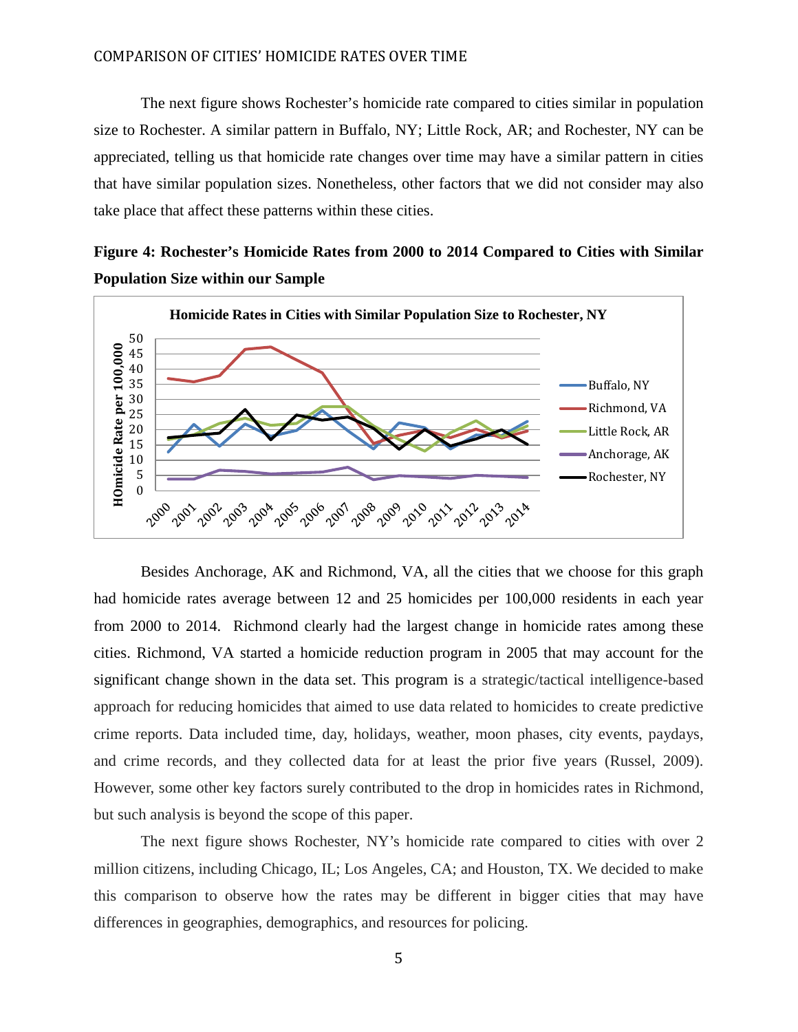The next figure shows Rochester's homicide rate compared to cities similar in population size to Rochester. A similar pattern in Buffalo, NY; Little Rock, AR; and Rochester, NY can be appreciated, telling us that homicide rate changes over time may have a similar pattern in cities that have similar population sizes. Nonetheless, other factors that we did not consider may also take place that affect these patterns within these cities.

**Figure 4: Rochester's Homicide Rates from 2000 to 2014 Compared to Cities with Similar Population Size within our Sample**

Besides Anchorage, AK and Richmond, VA, all the cities that we choose for this graph had homicide rates average between 12 and 25 homicides per 100,000 residents in each year from 2000 to 2014. Richmond clearly had the largest change in homicide rates among these cities. Richmond, VA started a homicide reduction program in 2005 that may account for the significant change shown in the data set. This program is a strategic/tactical intelligence-based approach for reducing homicides that aimed to use data related to homicides to create predictive crime reports. Data included time, day, holidays, weather, moon phases, city events, paydays, and crime records, and they collected data for at least the prior five years (Russel, 2009). However, some other key factors surely contributed to the drop in homicides rates in Richmond, but such analysis is beyond the scope of this paper.

The next figure shows Rochester, NY's homicide rate compared to cities with over 2 million citizens, including Chicago, IL; Los Angeles, CA; and Houston, TX. We decided to make this comparison to observe how the rates may be different in bigger cities that may have differences in geographies, demographics, and resources for policing.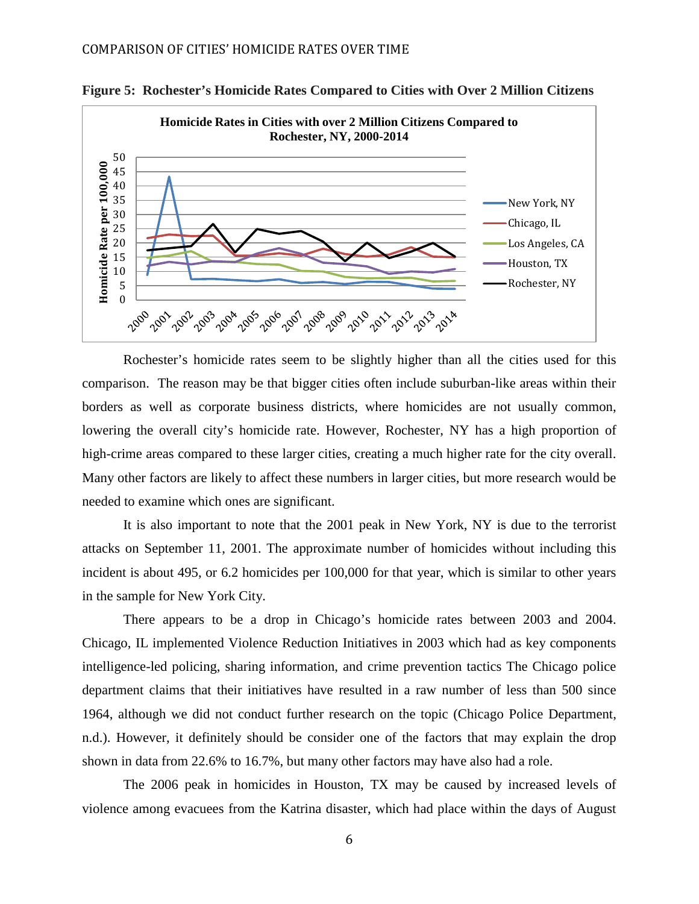**Figure 5: Rochester's Homicide Rates Compared to Cities with Over 2 Million Citizens**

Rochester's homicide rates seem to be slightly higher than all the cities used for this comparison. The reason may be that bigger cities often include suburban-like areas within their borders as well as corporate business districts, where homicides are not usually common, lowering the overall city's homicide rate. However, Rochester, NY has a high proportion of high-crime areas compared to these larger cities, creating a much higher rate for the city overall. Many other factors are likely to affect these numbers in larger cities, but more research would be needed to examine which ones are significant.

It is also important to note that the 2001 peak in New York, NY is due to the terrorist attacks on September 11, 2001. The approximate number of homicides without including this incident is about 495, or 6.2 homicides per 100,000 for that year, which is similar to other years in the sample for New York City.

There appears to be a drop in Chicago's homicide rates between 2003 and 2004. Chicago, IL implemented Violence Reduction Initiatives in 2003 which had as key components intelligence-led policing, sharing information, and crime prevention tactics The Chicago police department claims that their initiatives have resulted in a raw number of less than 500 since 1964, although we did not conduct further research on the topic (Chicago Police Department, n.d.). However, it definitely should be consider one of the factors that may explain the drop shown in data from 22.6% to 16.7%, but many other factors may have also had a role.

The 2006 peak in homicides in Houston, TX may be caused by increased levels of violence among evacuees from the Katrina disaster, which had place within the days of August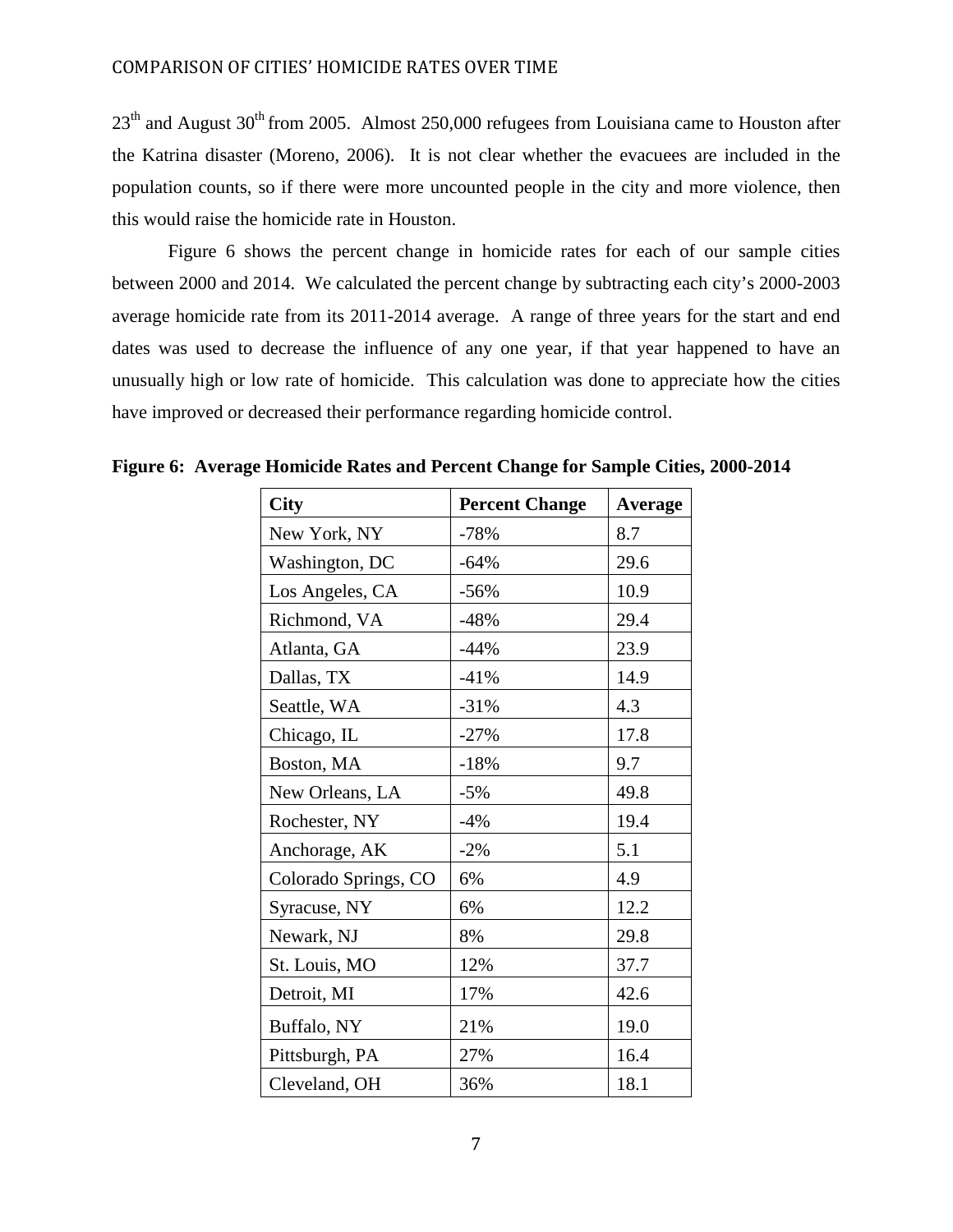23[th] and August 30[th] from 2005. Almost 250,000 refugees from Louisiana came to Houston after the Katrina disaster (Moreno, 2006). It is not clear whether the evacuees are included in the population counts, so if there were more uncounted people in the city and more violence, then this would raise the homicide rate in Houston.

Figure 6 shows the percent change in homicide rates for each of our sample cities between 2000 and 2014. We calculated the percent change by subtracting each city's 2000-2003 average homicide rate from its 2011-2014 average. A range of three years for the start and end dates was used to decrease the influence of any one year, if that year happened to have an unusually high or low rate of homicide. This calculation was done to appreciate how the cities have improved or decreased their performance regarding homicide control.

**Figure 6: Average Homicide Rates and Percent Change for Sample Cities, 2000-2014**

| City | Percent Change | Average |
|---|---|---|
| New York, NY | -78% | 8.7 |
| Washington, DC | -64% | 29.6 |
| Los Angeles, CA | -56% | 10.9 |
| Richmond, VA | -48% | 29.4 |
| Atlanta, GA | -44% | 23.9 |
| Dallas, TX | -41% | 14.9 |
| Seattle, WA | -31% | 4.3 |
| Chicago, IL | -27% | 17.8 |
| Boston, MA | -18% | 9.7 |
| New Orleans, LA | -5% | 49.8 |
| Rochester, NY | -4% | 19.4 |
| Anchorage, AK | -2% | 5.1 |
| Colorado Springs, CO | 6% | 4.9 |
| Syracuse, NY | 6% | 12.2 |
| Newark, NJ | 8% | 29.8 |
| St. Louis, MO | 12% | 37.7 |
| Detroit, MI | 17% | 42.6 |
| Buffalo, NY | 21% | 19.0 |
| Pittsburgh, PA | 27% | 16.4 |
| Cleveland, OH | 36% | 18.1 |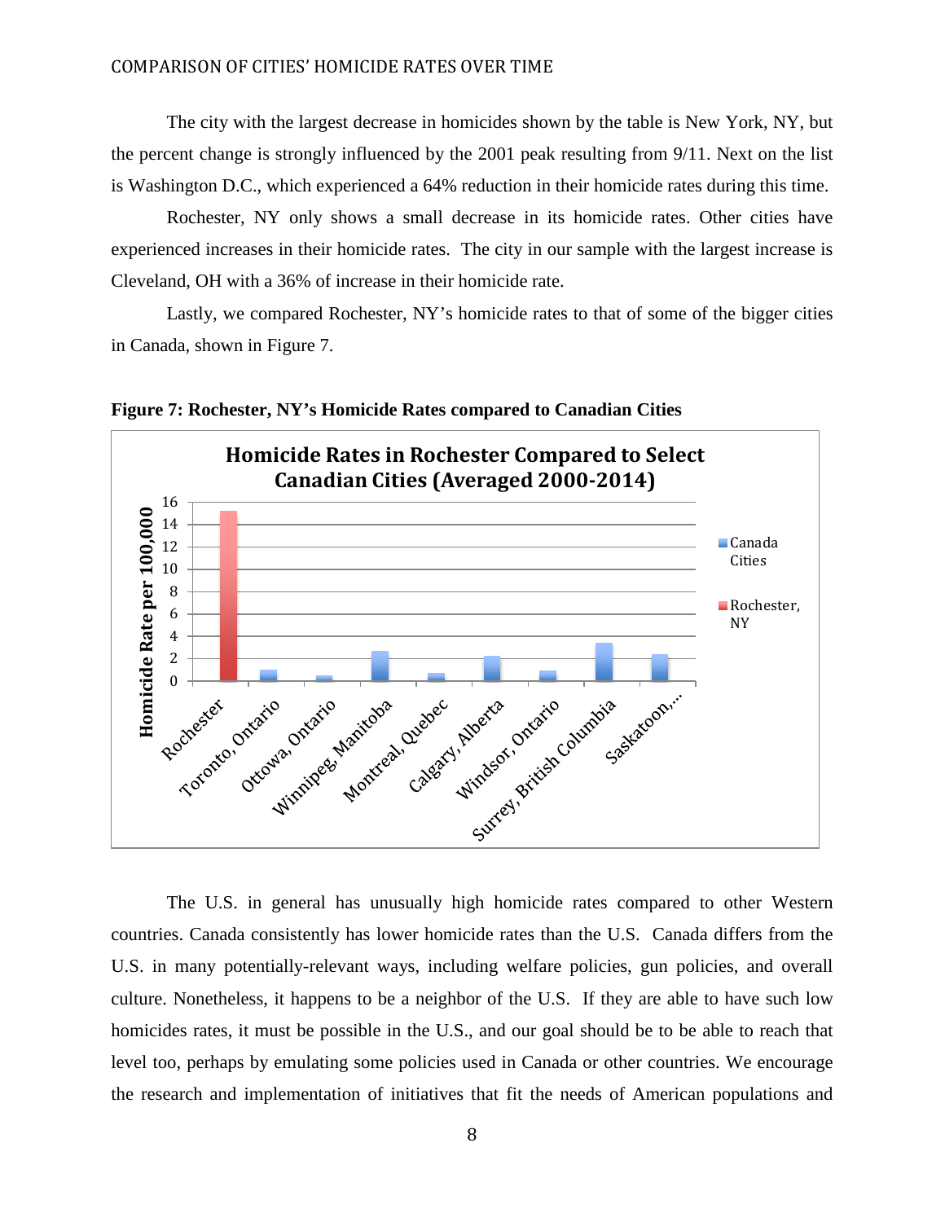The city with the largest decrease in homicides shown by the table is New York, NY, but the percent change is strongly influenced by the 2001 peak resulting from 9/11. Next on the list is Washington D.C., which experienced a 64% reduction in their homicide rates during this time.

Rochester, NY only shows a small decrease in its homicide rates. Other cities have experienced increases in their homicide rates. The city in our sample with the largest increase is Cleveland, OH with a 36% of increase in their homicide rate.

Lastly, we compared Rochester, NY's homicide rates to that of some of the bigger cities in Canada, shown in Figure 7.

**Figure 7: Rochester, NY's Homicide Rates compared to Canadian Cities**

The U.S. in general has unusually high homicide rates compared to other Western countries. Canada consistently has lower homicide rates than the U.S. Canada differs from the U.S. in many potentially-relevant ways, including welfare policies, gun policies, and overall culture. Nonetheless, it happens to be a neighbor of the U.S. If they are able to have such low homicides rates, it must be possible in the U.S., and our goal should be to be able to reach that level too, perhaps by emulating some policies used in Canada or other countries. We encourage the research and implementation of initiatives that fit the needs of American populations and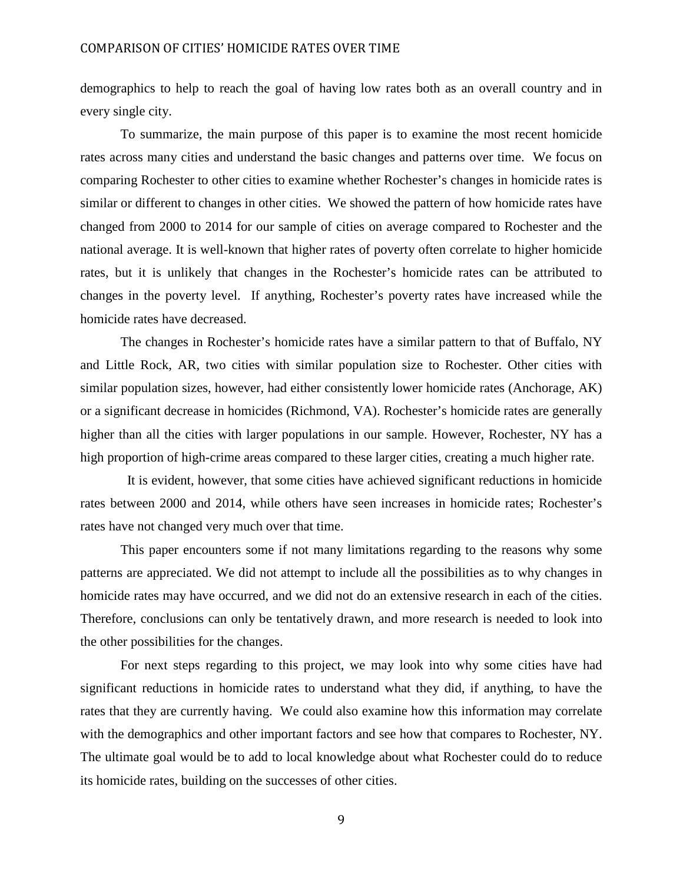demographics to help to reach the goal of having low rates both as an overall country and in every single city.

To summarize, the main purpose of this paper is to examine the most recent homicide rates across many cities and understand the basic changes and patterns over time. We focus on comparing Rochester to other cities to examine whether Rochester's changes in homicide rates is similar or different to changes in other cities. We showed the pattern of how homicide rates have changed from 2000 to 2014 for our sample of cities on average compared to Rochester and the national average. It is well-known that higher rates of poverty often correlate to higher homicide rates, but it is unlikely that changes in the Rochester's homicide rates can be attributed to changes in the poverty level. If anything, Rochester's poverty rates have increased while the homicide rates have decreased.

The changes in Rochester's homicide rates have a similar pattern to that of Buffalo, NY and Little Rock, AR, two cities with similar population size to Rochester. Other cities with similar population sizes, however, had either consistently lower homicide rates (Anchorage, AK) or a significant decrease in homicides (Richmond, VA). Rochester's homicide rates are generally higher than all the cities with larger populations in our sample. However, Rochester, NY has a high proportion of high-crime areas compared to these larger cities, creating a much higher rate.

It is evident, however, that some cities have achieved significant reductions in homicide rates between 2000 and 2014, while others have seen increases in homicide rates; Rochester's rates have not changed very much over that time.

This paper encounters some if not many limitations regarding to the reasons why some patterns are appreciated. We did not attempt to include all the possibilities as to why changes in homicide rates may have occurred, and we did not do an extensive research in each of the cities. Therefore, conclusions can only be tentatively drawn, and more research is needed to look into the other possibilities for the changes.

For next steps regarding to this project, we may look into why some cities have had significant reductions in homicide rates to understand what they did, if anything, to have the rates that they are currently having. We could also examine how this information may correlate with the demographics and other important factors and see how that compares to Rochester, NY. The ultimate goal would be to add to local knowledge about what Rochester could do to reduce its homicide rates, building on the successes of other cities.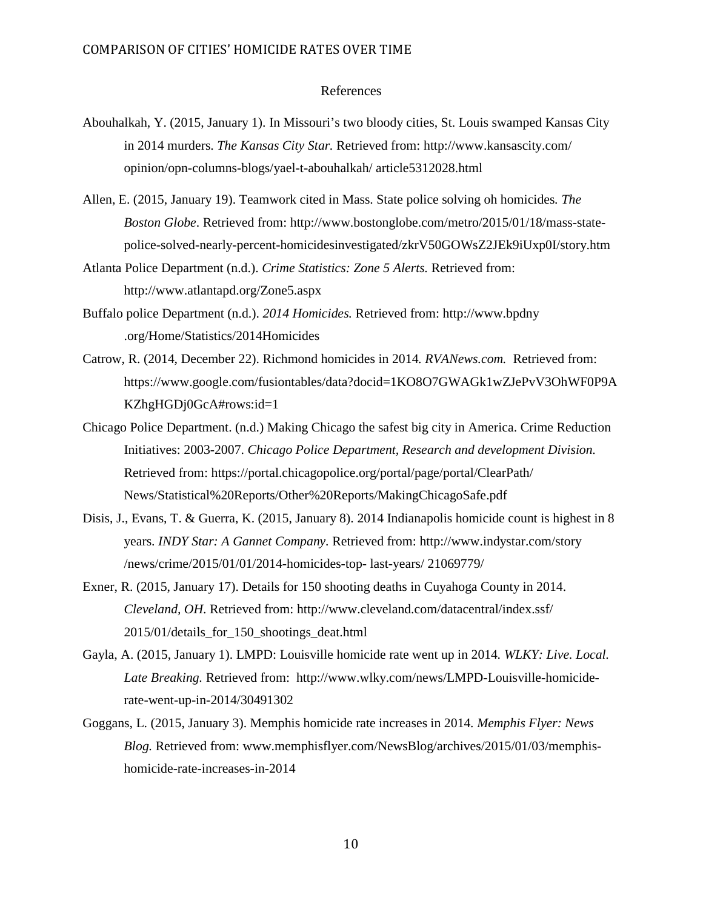# References

Abouhalkah, Y. (2015, January 1). In Missouri's two bloody cities, St. Louis swamped Kansas City in 2014 murders. *The Kansas City Star.* Retrieved from: http://www.kansascity.com/ opinion/opn-columns-blogs/yael-t-abouhalkah/ article5312028.html

Allen, E. (2015, January 19). Teamwork cited in Mass. State police solving oh homicides. *The Boston Globe*. Retrieved from: http://www.bostonglobe.com/metro/2015/01/18/mass-state-police-solved-nearly-percent-homicidesinvestigated/zkrV50GOWsZ2JEk9iUxp0I/story.htm

Atlanta Police Department (n.d.). *Crime Statistics: Zone 5 Alerts.* Retrieved from: http://www.atlantapd.org/Zone5.aspx

Buffalo police Department (n.d.). *2014 Homicides.* Retrieved from: http://www.bpdny .org/Home/Statistics/2014Homicides

Catrow, R. (2014, December 22). Richmond homicides in 2014. *RVANews.com.* Retrieved from: https://www.google.com/fusiontables/data?docid=1KO8O7GWAGk1wZJePvV3OhWF0P9AKZhgHGDj0GcA#rows:id=1

Chicago Police Department. (n.d.) Making Chicago the safest big city in America. Crime Reduction Initiatives: 2003-2007. *Chicago Police Department, Research and development Division.* Retrieved from: https://portal.chicagopolice.org/portal/page/portal/ClearPath/ News/Statistical%20Reports/Other%20Reports/MakingChicagoSafe.pdf

Disis, J., Evans, T. & Guerra, K. (2015, January 8). 2014 Indianapolis homicide count is highest in 8 years. *INDY Star: A Gannet Company*. Retrieved from: http://www.indystar.com/story /news/crime/2015/01/01/2014-homicides-top- last-years/ 21069779/

Exner, R. (2015, January 17). Details for 150 shooting deaths in Cuyahoga County in 2014. *Cleveland, OH.* Retrieved from: http://www.cleveland.com/datacentral/index.ssf/ 2015/01/details_for_150_shootings_deat.html

Gayla, A. (2015, January 1). LMPD: Louisville homicide rate went up in 2014. *WLKY: Live. Local. Late Breaking.* Retrieved from: http://www.wlky.com/news/LMPD-Louisville-homicide-rate-went-up-in-2014/30491302

Goggans, L. (2015, January 3). Memphis homicide rate increases in 2014. *Memphis Flyer: News Blog.* Retrieved from: www.memphisflyer.com/NewsBlog/archives/2015/01/03/memphis-homicide-rate-increases-in-2014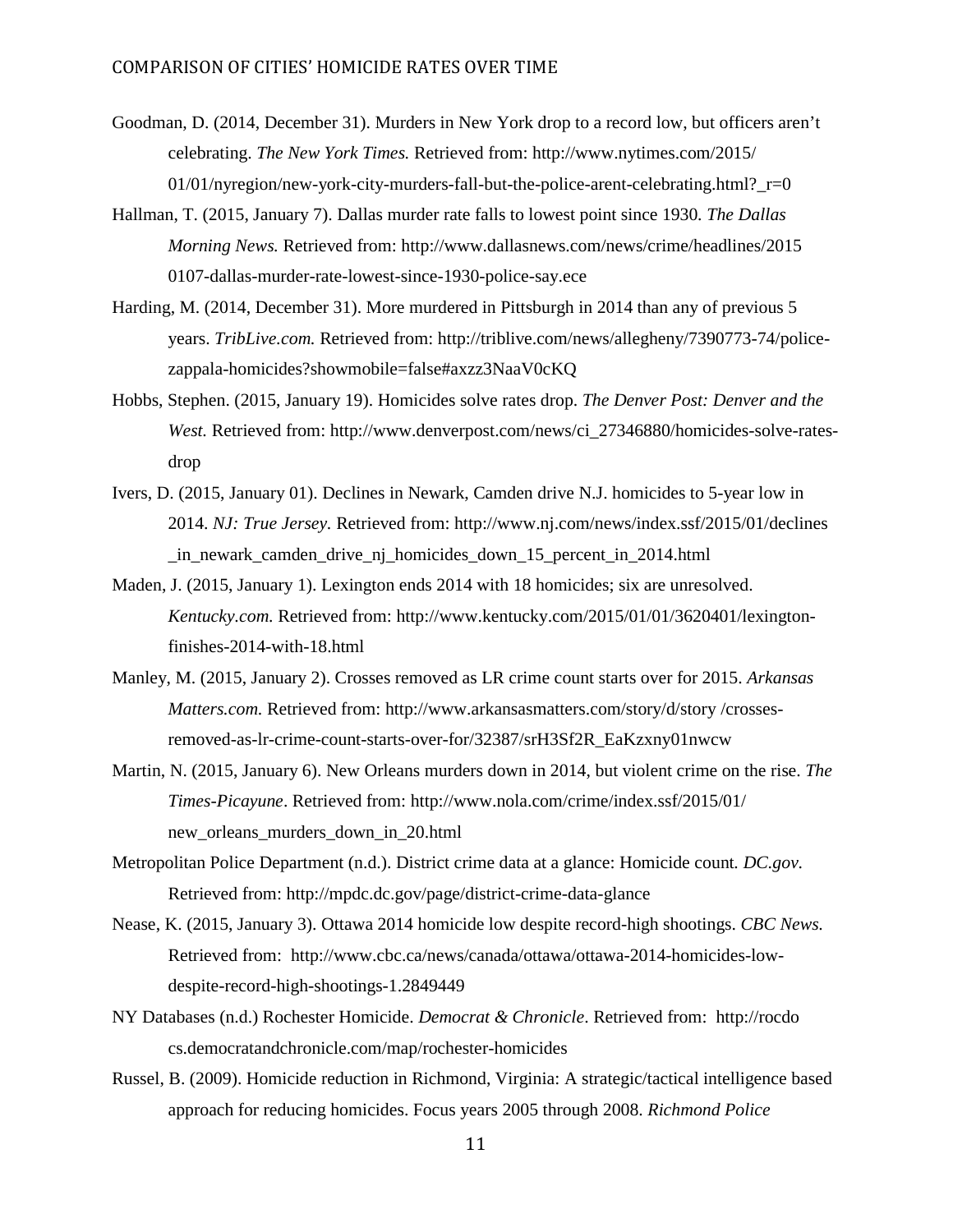Goodman, D. (2014, December 31). Murders in New York drop to a record low, but officers aren't celebrating. *The New York Times.* Retrieved from: http://www.nytimes.com/2015/01/01/nyregion/new-york-city-murders-fall-but-the-police-arent-celebrating.html?_r=0

Hallman, T. (2015, January 7). Dallas murder rate falls to lowest point since 1930*. The Dallas Morning News.* Retrieved from: http://www.dallasnews.com/news/crime/headlines/20150107-dallas-murder-rate-lowest-since-1930-police-say.ece

Harding, M. (2014, December 31). More murdered in Pittsburgh in 2014 than any of previous 5 years. *TribLive.com.* Retrieved from: http://triblive.com/news/allegheny/7390773-74/police-zappala-homicides?showmobile=false#axzz3NaaV0cKQ

Hobbs, Stephen. (2015, January 19). Homicides solve rates drop. *The Denver Post: Denver and the West.* Retrieved from: http://www.denverpost.com/news/ci_27346880/homicides-solve-rates-drop

Ivers, D. (2015, January 01). Declines in Newark, Camden drive N.J. homicides to 5-year low in 2014. *NJ: True Jersey.* Retrieved from: http://www.nj.com/news/index.ssf/2015/01/declines_in_newark_camden_drive_nj_homicides_down_15_percent_in_2014.html

Maden, J. (2015, January 1). Lexington ends 2014 with 18 homicides; six are unresolved. *Kentucky.com.* Retrieved from: http://www.kentucky.com/2015/01/01/3620401/lexington-finishes-2014-with-18.html

Manley, M. (2015, January 2). Crosses removed as LR crime count starts over for 2015. *Arkansas Matters.com.* Retrieved from: http://www.arkansasmatters.com/story/d/story /crosses-removed-as-lr-crime-count-starts-over-for/32387/srH3Sf2R_EaKzxny01nwcw

Martin, N. (2015, January 6). New Orleans murders down in 2014, but violent crime on the rise. *The Times-Picayune*. Retrieved from: http://www.nola.com/crime/index.ssf/2015/01/new_orleans_murders_down_in_20.html

Metropolitan Police Department (n.d.). District crime data at a glance: Homicide count*. DC.gov.* Retrieved from: http://mpdc.dc.gov/page/district-crime-data-glance

Nease, K. (2015, January 3). Ottawa 2014 homicide low despite record-high shootings. *CBC News.* Retrieved from: http://www.cbc.ca/news/canada/ottawa/ottawa-2014-homicides-low-despite-record-high-shootings-1.2849449

NY Databases (n.d.) Rochester Homicide. *Democrat & Chronicle*. Retrieved from: http://rocdocs.democratandchronicle.com/map/rochester-homicides

Russel, B. (2009). Homicide reduction in Richmond, Virginia: A strategic/tactical intelligence based approach for reducing homicides. Focus years 2005 through 2008. *Richmond Police*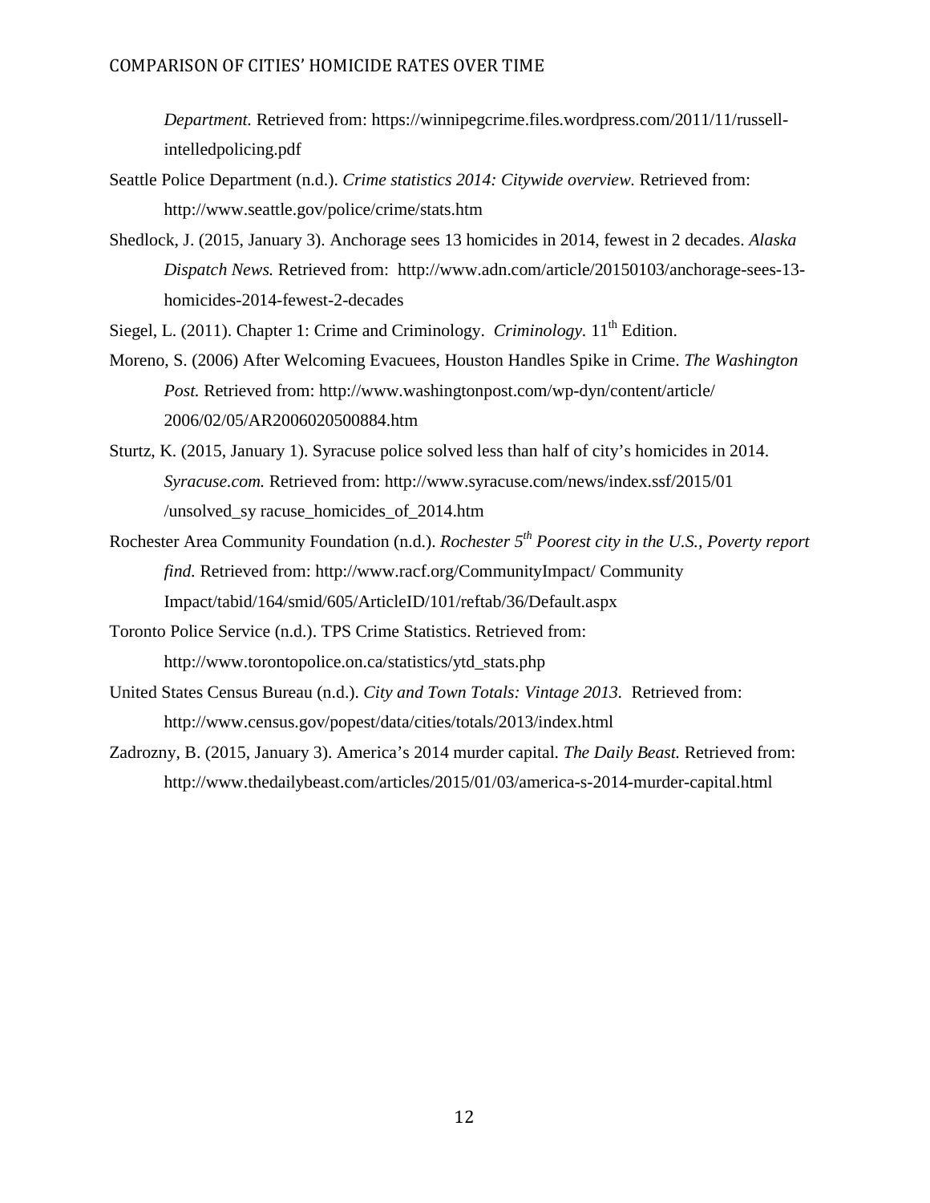*Department.* Retrieved from: https://winnipegcrime.files.wordpress.com/2011/11/russell-intelledpolicing.pdf

Seattle Police Department (n.d.). *Crime statistics 2014: Citywide overview.* Retrieved from: http://www.seattle.gov/police/crime/stats.htm

Shedlock, J. (2015, January 3). Anchorage sees 13 homicides in 2014, fewest in 2 decades. *Alaska Dispatch News.* Retrieved from: http://www.adn.com/article/20150103/anchorage-sees-13-homicides-2014-fewest-2-decades

Siegel, L. (2011). Chapter 1: Crime and Criminology. *Criminology.* 11th Edition.

Moreno, S. (2006) After Welcoming Evacuees, Houston Handles Spike in Crime. *The Washington Post.* Retrieved from: http://www.washingtonpost.com/wp-dyn/content/article/2006/02/05/AR2006020500884.htm

Sturtz, K. (2015, January 1). Syracuse police solved less than half of city's homicides in 2014. *Syracuse.com.* Retrieved from: http://www.syracuse.com/news/index.ssf/2015/01/unsolved_sy racuse_homicides_of_2014.htm

Rochester Area Community Foundation (n.d.). *Rochester 5th Poorest city in the U.S., Poverty report find.* Retrieved from: http://www.racf.org/CommunityImpact/ Community Impact/tabid/164/smid/605/ArticleID/101/reftab/36/Default.aspx

Toronto Police Service (n.d.). TPS Crime Statistics. Retrieved from: http://www.torontopolice.on.ca/statistics/ytd_stats.php

United States Census Bureau (n.d.). *City and Town Totals: Vintage 2013.* Retrieved from: http://www.census.gov/popest/data/cities/totals/2013/index.html

Zadrozny, B. (2015, January 3). America's 2014 murder capital. *The Daily Beast.* Retrieved from: http://www.thedailybeast.com/articles/2015/01/03/america-s-2014-murder-capital.html